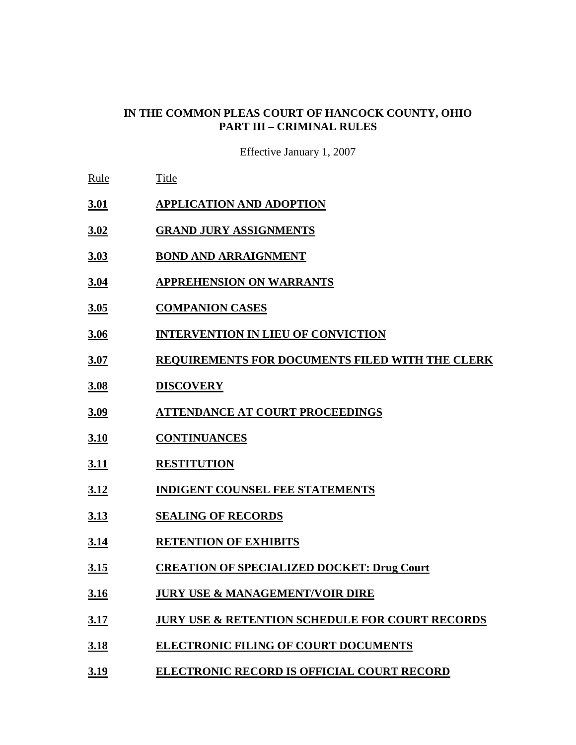**IN THE COMMON PLEAS COURT OF HANCOCK COUNTY, OHIO**
**PART III – CRIMINAL RULES**

Effective January 1, 2007

| Rule | Title |
|---|---|
| **3.01** | **APPLICATION AND ADOPTION** |
| **3.02** | **GRAND JURY ASSIGNMENTS** |
| **3.03** | **BOND AND ARRAIGNMENT** |
| **3.04** | **APPREHENSION ON WARRANTS** |
| **3.05** | **COMPANION CASES** |
| **3.06** | **INTERVENTION IN LIEU OF CONVICTION** |
| **3.07** | **REQUIREMENTS FOR DOCUMENTS FILED WITH THE CLERK** |
| **3.08** | **DISCOVERY** |
| **3.09** | **ATTENDANCE AT COURT PROCEEDINGS** |
| **3.10** | **CONTINUANCES** |
| **3.11** | **RESTITUTION** |
| **3.12** | **INDIGENT COUNSEL FEE STATEMENTS** |
| **3.13** | **SEALING OF RECORDS** |
| **3.14** | **RETENTION OF EXHIBITS** |
| **3.15** | **CREATION OF SPECIALIZED DOCKET: Drug Court** |
| **3.16** | **JURY USE & MANAGEMENT/VOIR DIRE** |
| **3.17** | **JURY USE & RETENTION SCHEDULE FOR COURT RECORDS** |
| **3.18** | **ELECTRONIC FILING OF COURT DOCUMENTS** |
| **3.19** | **ELECTRONIC RECORD IS OFFICIAL COURT RECORD** |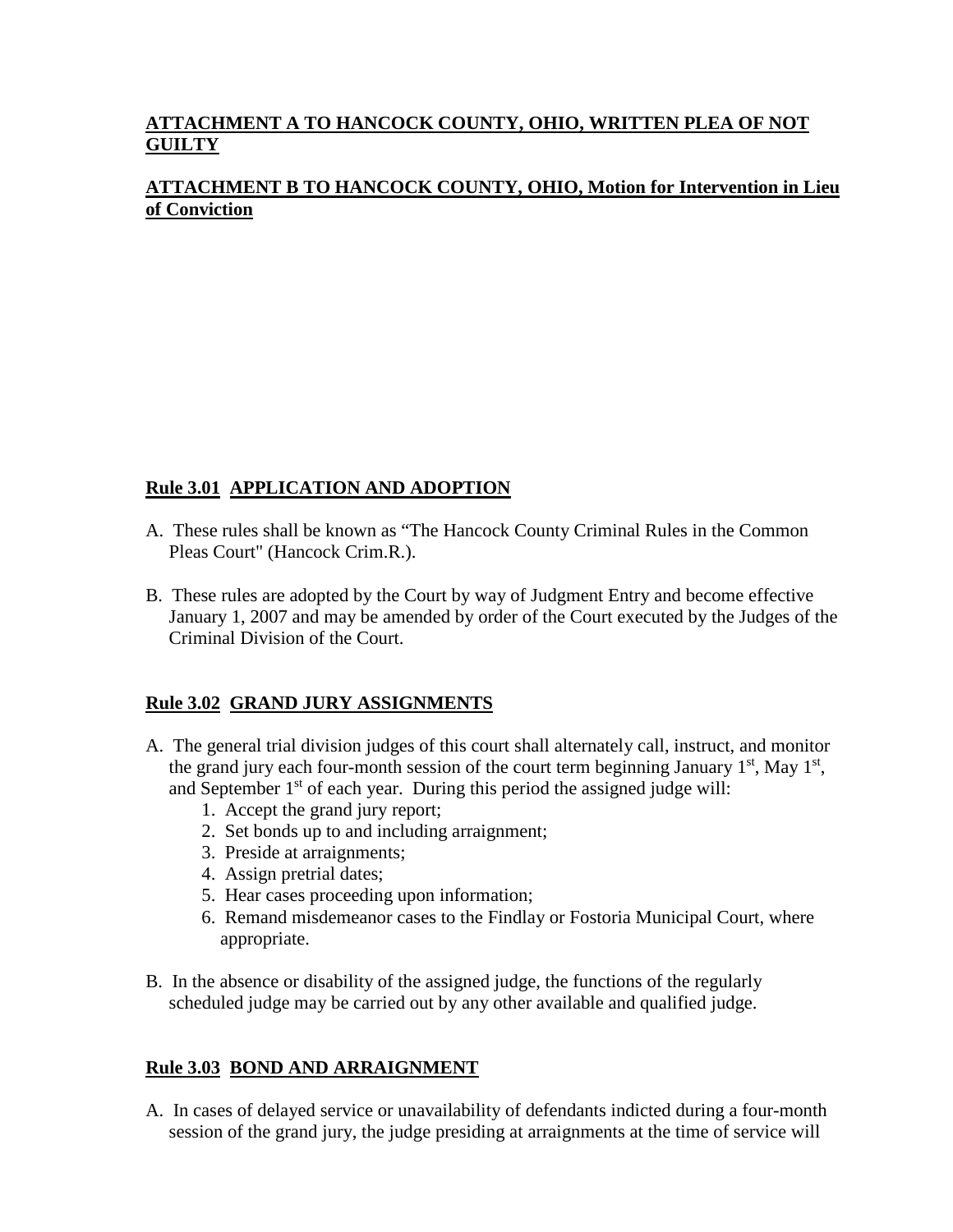**ATTACHMENT A TO HANCOCK COUNTY, OHIO, WRITTEN PLEA OF NOT GUILTY**

**ATTACHMENT B TO HANCOCK COUNTY, OHIO, Motion for Intervention in Lieu of Conviction**

## Rule 3.01 APPLICATION AND ADOPTION

A. These rules shall be known as "The Hancock County Criminal Rules in the Common Pleas Court" (Hancock Crim.R.).

B. These rules are adopted by the Court by way of Judgment Entry and become effective January 1, 2007 and may be amended by order of the Court executed by the Judges of the Criminal Division of the Court.

## Rule 3.02 GRAND JURY ASSIGNMENTS

A. The general trial division judges of this court shall alternately call, instruct, and monitor the grand jury each four-month session of the court term beginning January 1st, May 1st, and September 1st of each year. During this period the assigned judge will:
   1. Accept the grand jury report;
   2. Set bonds up to and including arraignment;
   3. Preside at arraignments;
   4. Assign pretrial dates;
   5. Hear cases proceeding upon information;
   6. Remand misdemeanor cases to the Findlay or Fostoria Municipal Court, where appropriate.

B. In the absence or disability of the assigned judge, the functions of the regularly scheduled judge may be carried out by any other available and qualified judge.

## Rule 3.03 BOND AND ARRAIGNMENT

A. In cases of delayed service or unavailability of defendants indicted during a four-month session of the grand jury, the judge presiding at arraignments at the time of service will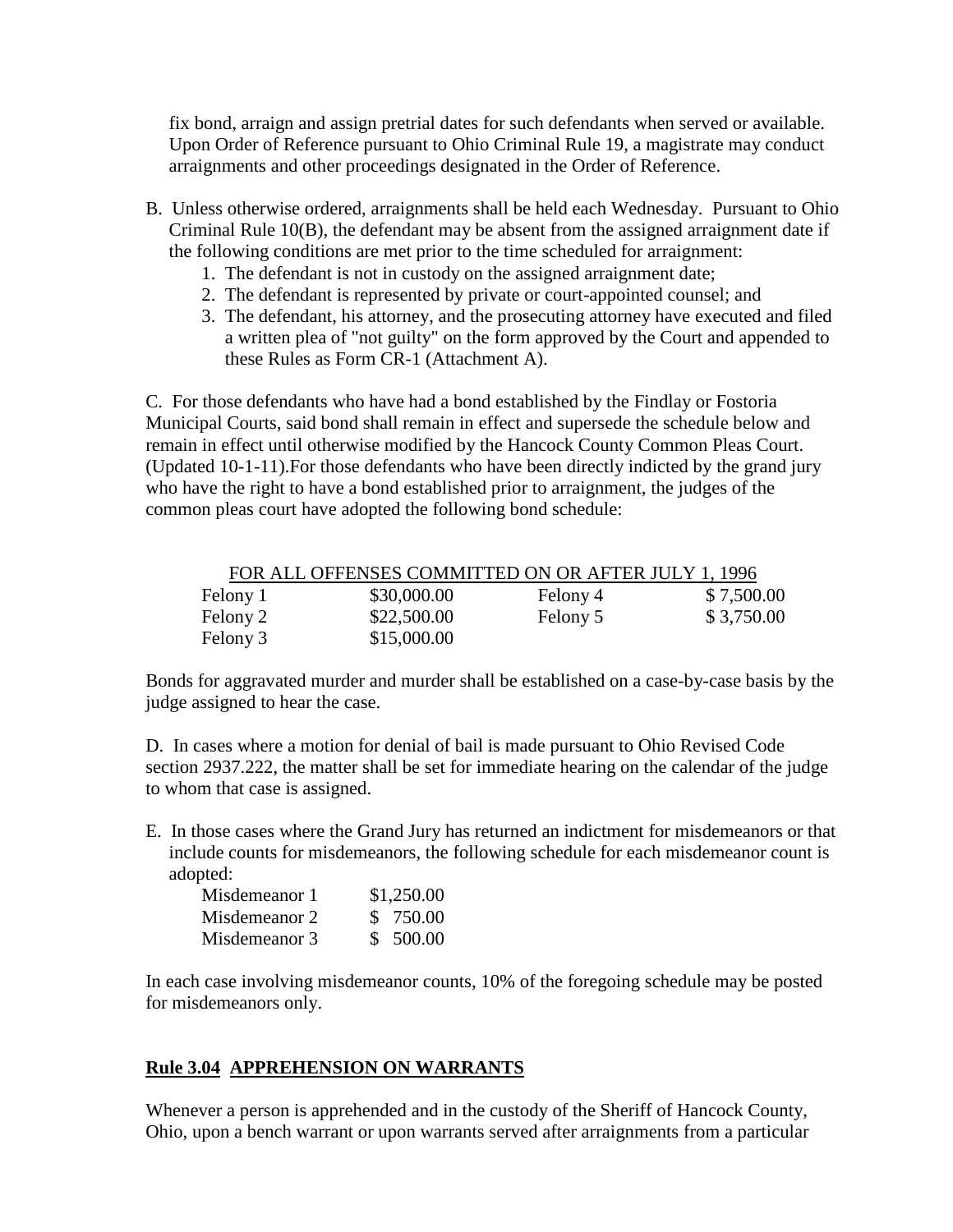fix bond, arraign and assign pretrial dates for such defendants when served or available. Upon Order of Reference pursuant to Ohio Criminal Rule 19, a magistrate may conduct arraignments and other proceedings designated in the Order of Reference.

B. Unless otherwise ordered, arraignments shall be held each Wednesday. Pursuant to Ohio Criminal Rule 10(B), the defendant may be absent from the assigned arraignment date if the following conditions are met prior to the time scheduled for arraignment:

1. The defendant is not in custody on the assigned arraignment date;
2. The defendant is represented by private or court-appointed counsel; and
3. The defendant, his attorney, and the prosecuting attorney have executed and filed a written plea of "not guilty" on the form approved by the Court and appended to these Rules as Form CR-1 (Attachment A).

C. For those defendants who have had a bond established by the Findlay or Fostoria Municipal Courts, said bond shall remain in effect and supersede the schedule below and remain in effect until otherwise modified by the Hancock County Common Pleas Court. (Updated 10-1-11).For those defendants who have been directly indicted by the grand jury who have the right to have a bond established prior to arraignment, the judges of the common pleas court have adopted the following bond schedule:

FOR ALL OFFENSES COMMITTED ON OR AFTER JULY 1, 1996

| | | | |
|---|---|---|---|
| Felony 1 | $30,000.00 | Felony 4 | $ 7,500.00 |
| Felony 2 | $22,500.00 | Felony 5 | $ 3,750.00 |
| Felony 3 | $15,000.00 | | |

Bonds for aggravated murder and murder shall be established on a case-by-case basis by the judge assigned to hear the case.

D. In cases where a motion for denial of bail is made pursuant to Ohio Revised Code section 2937.222, the matter shall be set for immediate hearing on the calendar of the judge to whom that case is assigned.

E. In those cases where the Grand Jury has returned an indictment for misdemeanors or that include counts for misdemeanors, the following schedule for each misdemeanor count is adopted:

| | |
|---|---|
| Misdemeanor 1 | $1,250.00 |
| Misdemeanor 2 | $ 750.00 |
| Misdemeanor 3 | $ 500.00 |

In each case involving misdemeanor counts, 10% of the foregoing schedule may be posted for misdemeanors only.

## Rule 3.04 APPREHENSION ON WARRANTS

Whenever a person is apprehended and in the custody of the Sheriff of Hancock County, Ohio, upon a bench warrant or upon warrants served after arraignments from a particular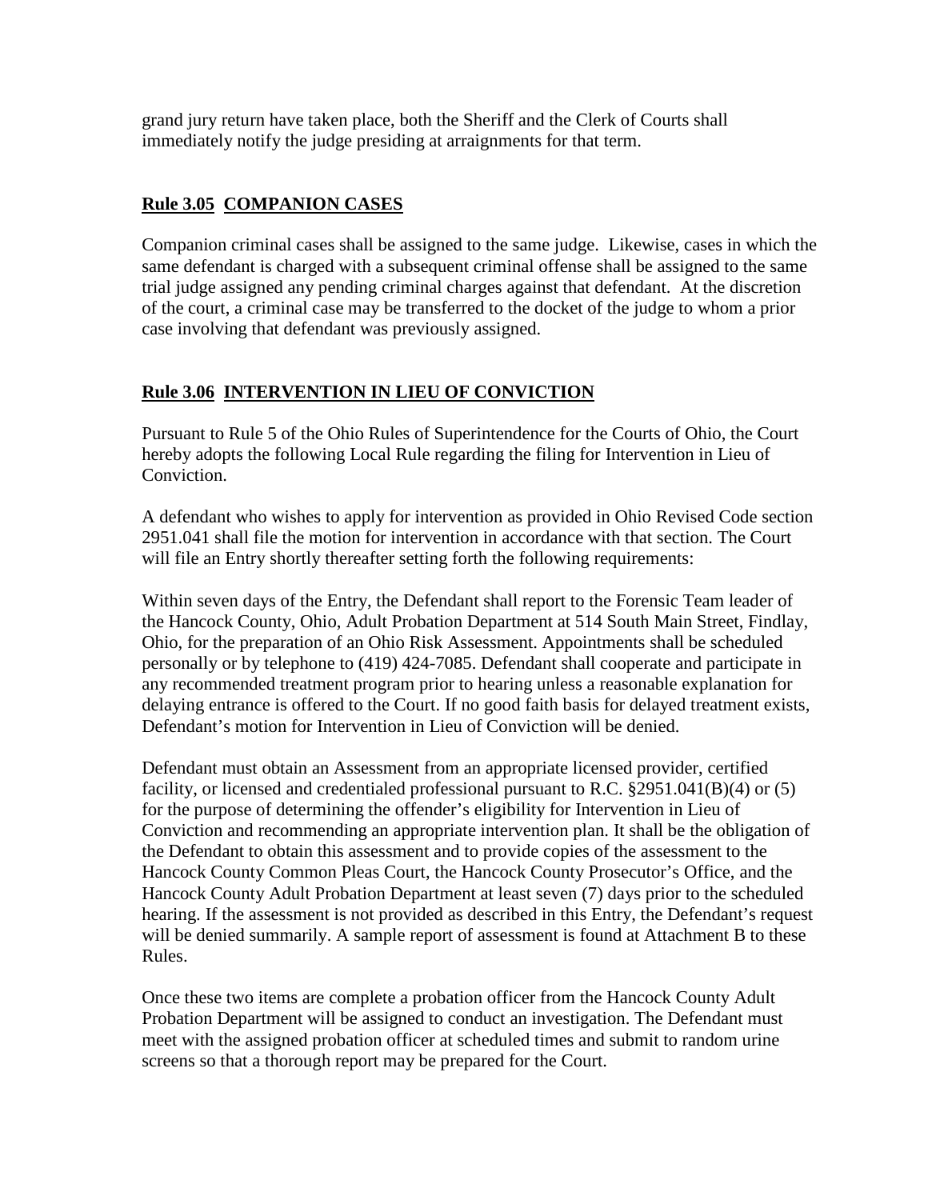grand jury return have taken place, both the Sheriff and the Clerk of Courts shall immediately notify the judge presiding at arraignments for that term.

## Rule 3.05 COMPANION CASES

Companion criminal cases shall be assigned to the same judge. Likewise, cases in which the same defendant is charged with a subsequent criminal offense shall be assigned to the same trial judge assigned any pending criminal charges against that defendant. At the discretion of the court, a criminal case may be transferred to the docket of the judge to whom a prior case involving that defendant was previously assigned.

## Rule 3.06 INTERVENTION IN LIEU OF CONVICTION

Pursuant to Rule 5 of the Ohio Rules of Superintendence for the Courts of Ohio, the Court hereby adopts the following Local Rule regarding the filing for Intervention in Lieu of Conviction.

A defendant who wishes to apply for intervention as provided in Ohio Revised Code section 2951.041 shall file the motion for intervention in accordance with that section. The Court will file an Entry shortly thereafter setting forth the following requirements:

Within seven days of the Entry, the Defendant shall report to the Forensic Team leader of the Hancock County, Ohio, Adult Probation Department at 514 South Main Street, Findlay, Ohio, for the preparation of an Ohio Risk Assessment. Appointments shall be scheduled personally or by telephone to (419) 424-7085. Defendant shall cooperate and participate in any recommended treatment program prior to hearing unless a reasonable explanation for delaying entrance is offered to the Court. If no good faith basis for delayed treatment exists, Defendant's motion for Intervention in Lieu of Conviction will be denied.

Defendant must obtain an Assessment from an appropriate licensed provider, certified facility, or licensed and credentialed professional pursuant to R.C. §2951.041(B)(4) or (5) for the purpose of determining the offender's eligibility for Intervention in Lieu of Conviction and recommending an appropriate intervention plan. It shall be the obligation of the Defendant to obtain this assessment and to provide copies of the assessment to the Hancock County Common Pleas Court, the Hancock County Prosecutor's Office, and the Hancock County Adult Probation Department at least seven (7) days prior to the scheduled hearing. If the assessment is not provided as described in this Entry, the Defendant's request will be denied summarily. A sample report of assessment is found at Attachment B to these Rules.

Once these two items are complete a probation officer from the Hancock County Adult Probation Department will be assigned to conduct an investigation. The Defendant must meet with the assigned probation officer at scheduled times and submit to random urine screens so that a thorough report may be prepared for the Court.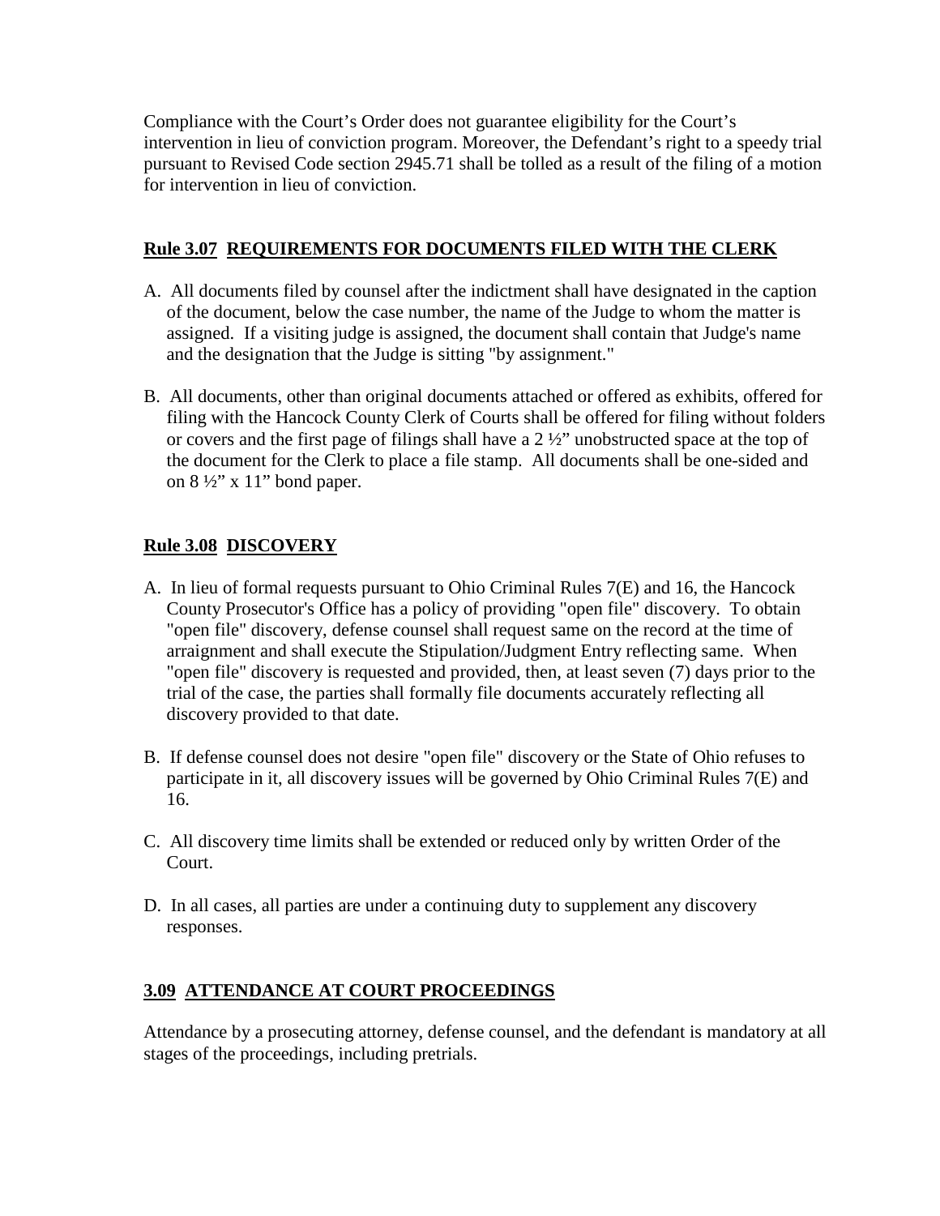Compliance with the Court's Order does not guarantee eligibility for the Court's intervention in lieu of conviction program. Moreover, the Defendant's right to a speedy trial pursuant to Revised Code section 2945.71 shall be tolled as a result of the filing of a motion for intervention in lieu of conviction.

## Rule 3.07 REQUIREMENTS FOR DOCUMENTS FILED WITH THE CLERK

A. All documents filed by counsel after the indictment shall have designated in the caption of the document, below the case number, the name of the Judge to whom the matter is assigned. If a visiting judge is assigned, the document shall contain that Judge's name and the designation that the Judge is sitting "by assignment."

B. All documents, other than original documents attached or offered as exhibits, offered for filing with the Hancock County Clerk of Courts shall be offered for filing without folders or covers and the first page of filings shall have a 2 ½" unobstructed space at the top of the document for the Clerk to place a file stamp. All documents shall be one-sided and on 8 ½" x 11" bond paper.

## Rule 3.08 DISCOVERY

A. In lieu of formal requests pursuant to Ohio Criminal Rules 7(E) and 16, the Hancock County Prosecutor's Office has a policy of providing "open file" discovery. To obtain "open file" discovery, defense counsel shall request same on the record at the time of arraignment and shall execute the Stipulation/Judgment Entry reflecting same. When "open file" discovery is requested and provided, then, at least seven (7) days prior to the trial of the case, the parties shall formally file documents accurately reflecting all discovery provided to that date.

B. If defense counsel does not desire "open file" discovery or the State of Ohio refuses to participate in it, all discovery issues will be governed by Ohio Criminal Rules 7(E) and 16.

C. All discovery time limits shall be extended or reduced only by written Order of the Court.

D. In all cases, all parties are under a continuing duty to supplement any discovery responses.

## 3.09 ATTENDANCE AT COURT PROCEEDINGS

Attendance by a prosecuting attorney, defense counsel, and the defendant is mandatory at all stages of the proceedings, including pretrials.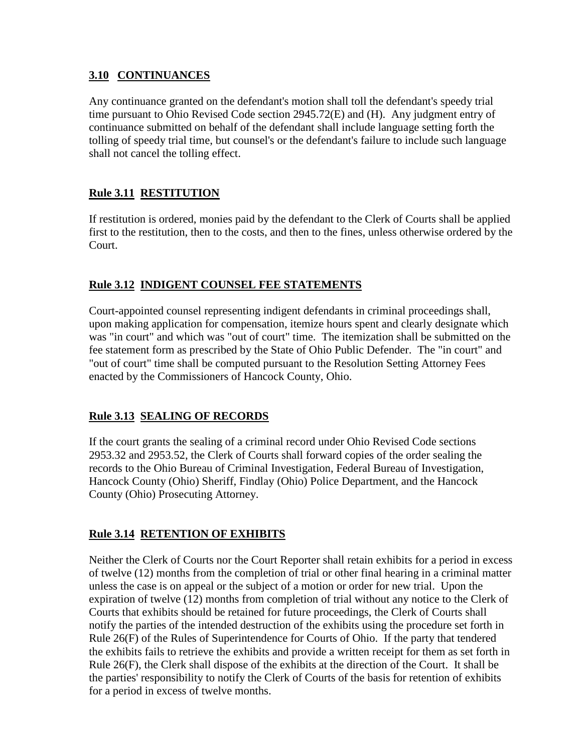## 3.10 CONTINUANCES

Any continuance granted on the defendant's motion shall toll the defendant's speedy trial time pursuant to Ohio Revised Code section 2945.72(E) and (H). Any judgment entry of continuance submitted on behalf of the defendant shall include language setting forth the tolling of speedy trial time, but counsel's or the defendant's failure to include such language shall not cancel the tolling effect.

## Rule 3.11 RESTITUTION

If restitution is ordered, monies paid by the defendant to the Clerk of Courts shall be applied first to the restitution, then to the costs, and then to the fines, unless otherwise ordered by the Court.

## Rule 3.12 INDIGENT COUNSEL FEE STATEMENTS

Court-appointed counsel representing indigent defendants in criminal proceedings shall, upon making application for compensation, itemize hours spent and clearly designate which was "in court" and which was "out of court" time. The itemization shall be submitted on the fee statement form as prescribed by the State of Ohio Public Defender. The "in court" and "out of court" time shall be computed pursuant to the Resolution Setting Attorney Fees enacted by the Commissioners of Hancock County, Ohio.

## Rule 3.13 SEALING OF RECORDS

If the court grants the sealing of a criminal record under Ohio Revised Code sections 2953.32 and 2953.52, the Clerk of Courts shall forward copies of the order sealing the records to the Ohio Bureau of Criminal Investigation, Federal Bureau of Investigation, Hancock County (Ohio) Sheriff, Findlay (Ohio) Police Department, and the Hancock County (Ohio) Prosecuting Attorney.

## Rule 3.14 RETENTION OF EXHIBITS

Neither the Clerk of Courts nor the Court Reporter shall retain exhibits for a period in excess of twelve (12) months from the completion of trial or other final hearing in a criminal matter unless the case is on appeal or the subject of a motion or order for new trial. Upon the expiration of twelve (12) months from completion of trial without any notice to the Clerk of Courts that exhibits should be retained for future proceedings, the Clerk of Courts shall notify the parties of the intended destruction of the exhibits using the procedure set forth in Rule 26(F) of the Rules of Superintendence for Courts of Ohio. If the party that tendered the exhibits fails to retrieve the exhibits and provide a written receipt for them as set forth in Rule 26(F), the Clerk shall dispose of the exhibits at the direction of the Court. It shall be the parties' responsibility to notify the Clerk of Courts of the basis for retention of exhibits for a period in excess of twelve months.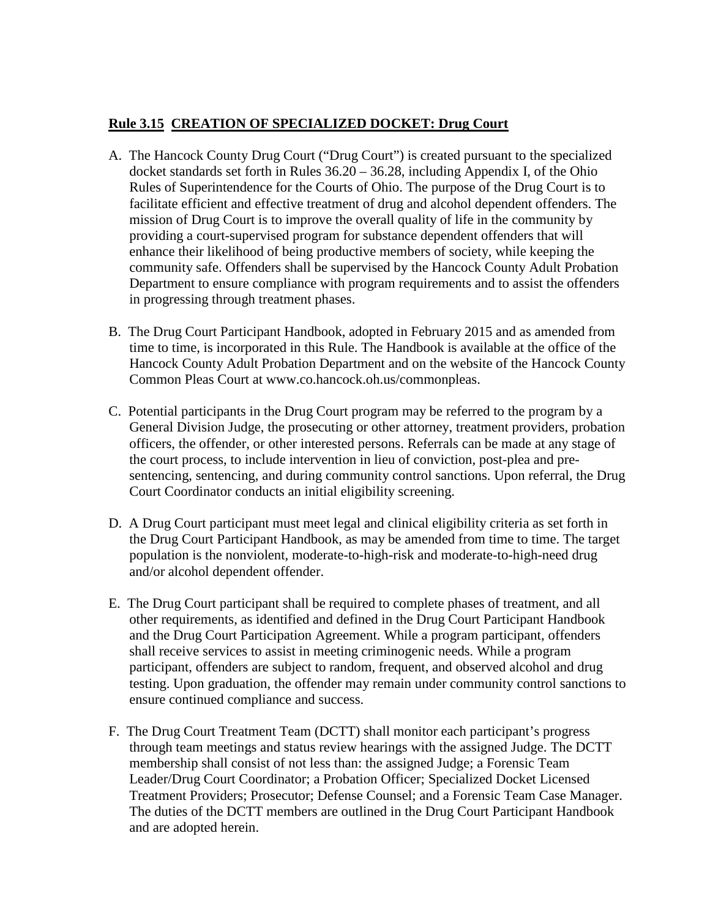**Rule 3.15 CREATION OF SPECIALIZED DOCKET: Drug Court**

A. The Hancock County Drug Court ("Drug Court") is created pursuant to the specialized docket standards set forth in Rules 36.20 – 36.28, including Appendix I, of the Ohio Rules of Superintendence for the Courts of Ohio. The purpose of the Drug Court is to facilitate efficient and effective treatment of drug and alcohol dependent offenders. The mission of Drug Court is to improve the overall quality of life in the community by providing a court-supervised program for substance dependent offenders that will enhance their likelihood of being productive members of society, while keeping the community safe. Offenders shall be supervised by the Hancock County Adult Probation Department to ensure compliance with program requirements and to assist the offenders in progressing through treatment phases.

B. The Drug Court Participant Handbook, adopted in February 2015 and as amended from time to time, is incorporated in this Rule. The Handbook is available at the office of the Hancock County Adult Probation Department and on the website of the Hancock County Common Pleas Court at www.co.hancock.oh.us/commonpleas.

C. Potential participants in the Drug Court program may be referred to the program by a General Division Judge, the prosecuting or other attorney, treatment providers, probation officers, the offender, or other interested persons. Referrals can be made at any stage of the court process, to include intervention in lieu of conviction, post-plea and pre-sentencing, sentencing, and during community control sanctions. Upon referral, the Drug Court Coordinator conducts an initial eligibility screening.

D. A Drug Court participant must meet legal and clinical eligibility criteria as set forth in the Drug Court Participant Handbook, as may be amended from time to time. The target population is the nonviolent, moderate-to-high-risk and moderate-to-high-need drug and/or alcohol dependent offender.

E. The Drug Court participant shall be required to complete phases of treatment, and all other requirements, as identified and defined in the Drug Court Participant Handbook and the Drug Court Participation Agreement. While a program participant, offenders shall receive services to assist in meeting criminogenic needs. While a program participant, offenders are subject to random, frequent, and observed alcohol and drug testing. Upon graduation, the offender may remain under community control sanctions to ensure continued compliance and success.

F. The Drug Court Treatment Team (DCTT) shall monitor each participant's progress through team meetings and status review hearings with the assigned Judge. The DCTT membership shall consist of not less than: the assigned Judge; a Forensic Team Leader/Drug Court Coordinator; a Probation Officer; Specialized Docket Licensed Treatment Providers; Prosecutor; Defense Counsel; and a Forensic Team Case Manager. The duties of the DCTT members are outlined in the Drug Court Participant Handbook and are adopted herein.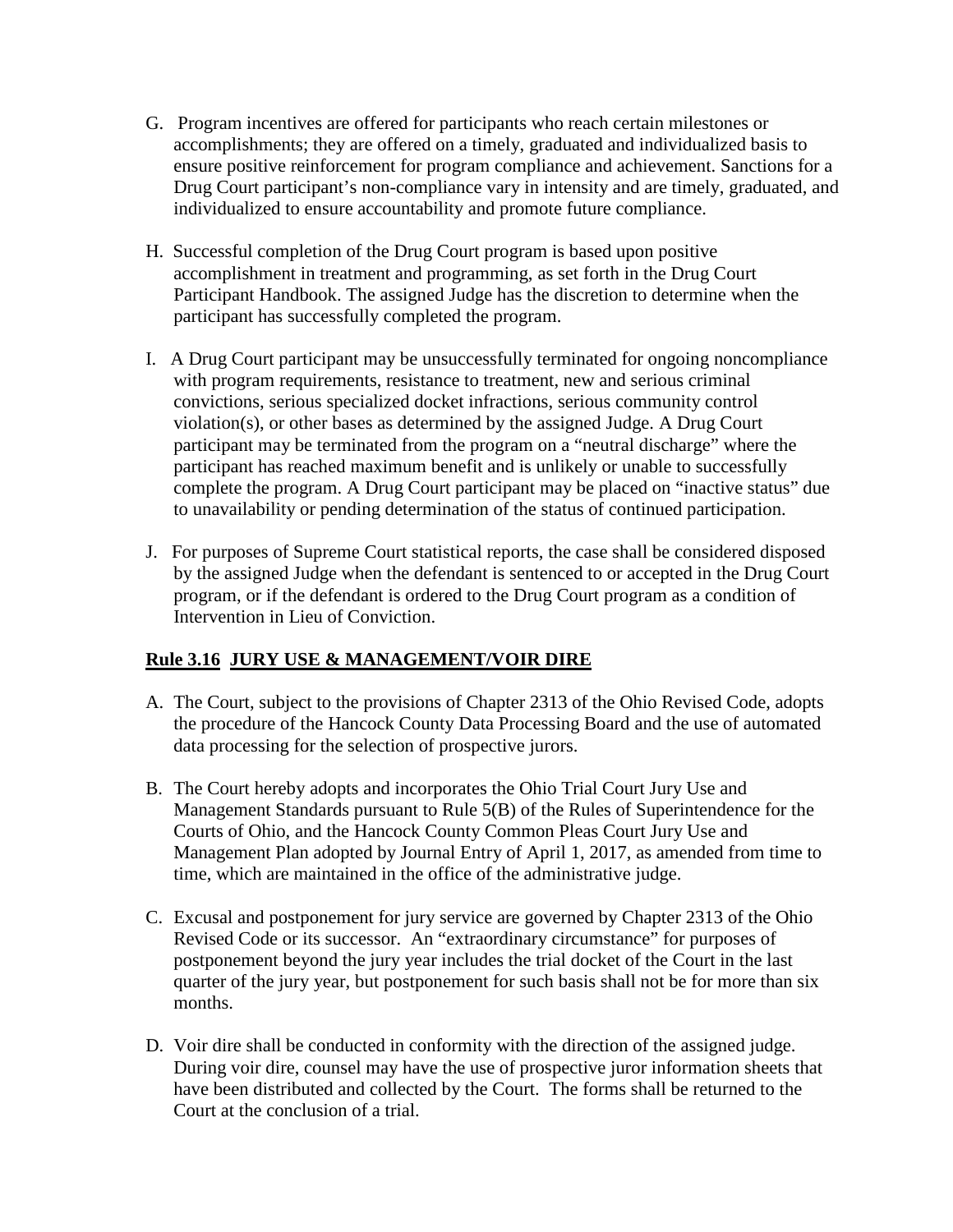G. Program incentives are offered for participants who reach certain milestones or accomplishments; they are offered on a timely, graduated and individualized basis to ensure positive reinforcement for program compliance and achievement. Sanctions for a Drug Court participant's non-compliance vary in intensity and are timely, graduated, and individualized to ensure accountability and promote future compliance.

H. Successful completion of the Drug Court program is based upon positive accomplishment in treatment and programming, as set forth in the Drug Court Participant Handbook. The assigned Judge has the discretion to determine when the participant has successfully completed the program.

I. A Drug Court participant may be unsuccessfully terminated for ongoing noncompliance with program requirements, resistance to treatment, new and serious criminal convictions, serious specialized docket infractions, serious community control violation(s), or other bases as determined by the assigned Judge. A Drug Court participant may be terminated from the program on a "neutral discharge" where the participant has reached maximum benefit and is unlikely or unable to successfully complete the program. A Drug Court participant may be placed on "inactive status" due to unavailability or pending determination of the status of continued participation.

J. For purposes of Supreme Court statistical reports, the case shall be considered disposed by the assigned Judge when the defendant is sentenced to or accepted in the Drug Court program, or if the defendant is ordered to the Drug Court program as a condition of Intervention in Lieu of Conviction.

## **Rule 3.16 JURY USE & MANAGEMENT/VOIR DIRE**

A. The Court, subject to the provisions of Chapter 2313 of the Ohio Revised Code, adopts the procedure of the Hancock County Data Processing Board and the use of automated data processing for the selection of prospective jurors.

B. The Court hereby adopts and incorporates the Ohio Trial Court Jury Use and Management Standards pursuant to Rule 5(B) of the Rules of Superintendence for the Courts of Ohio, and the Hancock County Common Pleas Court Jury Use and Management Plan adopted by Journal Entry of April 1, 2017, as amended from time to time, which are maintained in the office of the administrative judge.

C. Excusal and postponement for jury service are governed by Chapter 2313 of the Ohio Revised Code or its successor. An "extraordinary circumstance" for purposes of postponement beyond the jury year includes the trial docket of the Court in the last quarter of the jury year, but postponement for such basis shall not be for more than six months.

D. Voir dire shall be conducted in conformity with the direction of the assigned judge. During voir dire, counsel may have the use of prospective juror information sheets that have been distributed and collected by the Court. The forms shall be returned to the Court at the conclusion of a trial.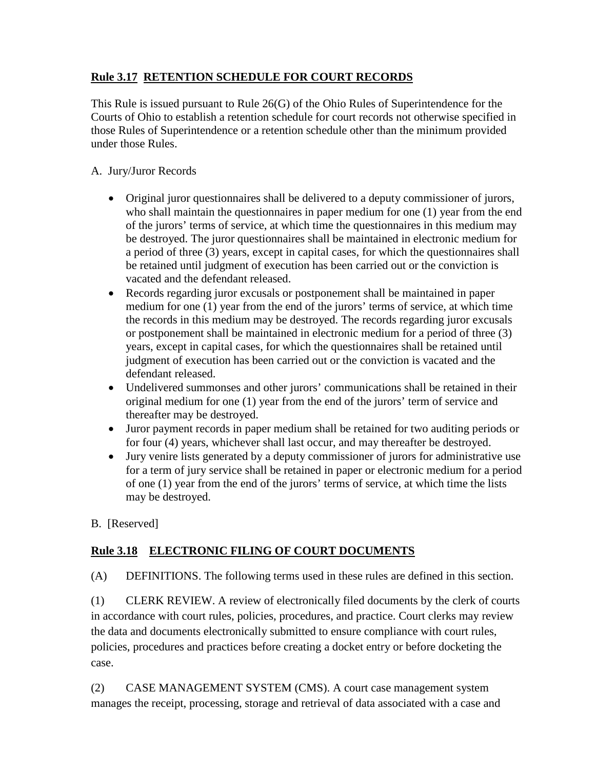## **Rule 3.17 RETENTION SCHEDULE FOR COURT RECORDS**

This Rule is issued pursuant to Rule 26(G) of the Ohio Rules of Superintendence for the Courts of Ohio to establish a retention schedule for court records not otherwise specified in those Rules of Superintendence or a retention schedule other than the minimum provided under those Rules.

A. Jury/Juror Records

- Original juror questionnaires shall be delivered to a deputy commissioner of jurors, who shall maintain the questionnaires in paper medium for one (1) year from the end of the jurors' terms of service, at which time the questionnaires in this medium may be destroyed. The juror questionnaires shall be maintained in electronic medium for a period of three (3) years, except in capital cases, for which the questionnaires shall be retained until judgment of execution has been carried out or the conviction is vacated and the defendant released.
- Records regarding juror excusals or postponement shall be maintained in paper medium for one (1) year from the end of the jurors' terms of service, at which time the records in this medium may be destroyed. The records regarding juror excusals or postponement shall be maintained in electronic medium for a period of three (3) years, except in capital cases, for which the questionnaires shall be retained until judgment of execution has been carried out or the conviction is vacated and the defendant released.
- Undelivered summonses and other jurors' communications shall be retained in their original medium for one (1) year from the end of the jurors' term of service and thereafter may be destroyed.
- Juror payment records in paper medium shall be retained for two auditing periods or for four (4) years, whichever shall last occur, and may thereafter be destroyed.
- Jury venire lists generated by a deputy commissioner of jurors for administrative use for a term of jury service shall be retained in paper or electronic medium for a period of one (1) year from the end of the jurors' terms of service, at which time the lists may be destroyed.

B. [Reserved]

## **Rule 3.18 ELECTRONIC FILING OF COURT DOCUMENTS**

(A) DEFINITIONS. The following terms used in these rules are defined in this section.

(1) CLERK REVIEW. A review of electronically filed documents by the clerk of courts in accordance with court rules, policies, procedures, and practice. Court clerks may review the data and documents electronically submitted to ensure compliance with court rules, policies, procedures and practices before creating a docket entry or before docketing the case.

(2) CASE MANAGEMENT SYSTEM (CMS). A court case management system manages the receipt, processing, storage and retrieval of data associated with a case and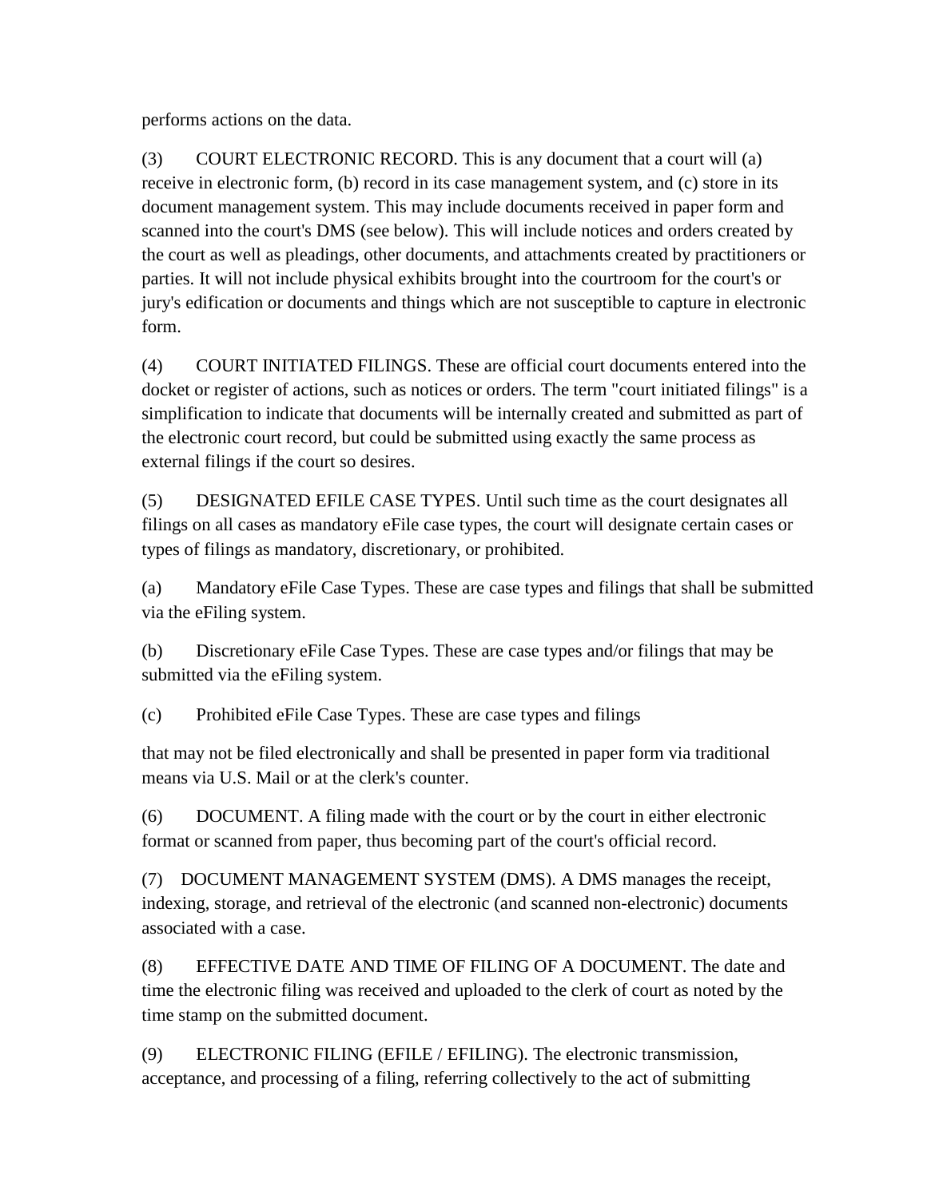performs actions on the data.

(3) COURT ELECTRONIC RECORD. This is any document that a court will (a) receive in electronic form, (b) record in its case management system, and (c) store in its document management system. This may include documents received in paper form and scanned into the court's DMS (see below). This will include notices and orders created by the court as well as pleadings, other documents, and attachments created by practitioners or parties. It will not include physical exhibits brought into the courtroom for the court's or jury's edification or documents and things which are not susceptible to capture in electronic form.

(4) COURT INITIATED FILINGS. These are official court documents entered into the docket or register of actions, such as notices or orders. The term "court initiated filings" is a simplification to indicate that documents will be internally created and submitted as part of the electronic court record, but could be submitted using exactly the same process as external filings if the court so desires.

(5) DESIGNATED EFILE CASE TYPES. Until such time as the court designates all filings on all cases as mandatory eFile case types, the court will designate certain cases or types of filings as mandatory, discretionary, or prohibited.

(a) Mandatory eFile Case Types. These are case types and filings that shall be submitted via the eFiling system.

(b) Discretionary eFile Case Types. These are case types and/or filings that may be submitted via the eFiling system.

(c) Prohibited eFile Case Types. These are case types and filings

that may not be filed electronically and shall be presented in paper form via traditional means via U.S. Mail or at the clerk's counter.

(6) DOCUMENT. A filing made with the court or by the court in either electronic format or scanned from paper, thus becoming part of the court's official record.

(7) DOCUMENT MANAGEMENT SYSTEM (DMS). A DMS manages the receipt, indexing, storage, and retrieval of the electronic (and scanned non-electronic) documents associated with a case.

(8) EFFECTIVE DATE AND TIME OF FILING OF A DOCUMENT. The date and time the electronic filing was received and uploaded to the clerk of court as noted by the time stamp on the submitted document.

(9) ELECTRONIC FILING (EFILE / EFILING). The electronic transmission, acceptance, and processing of a filing, referring collectively to the act of submitting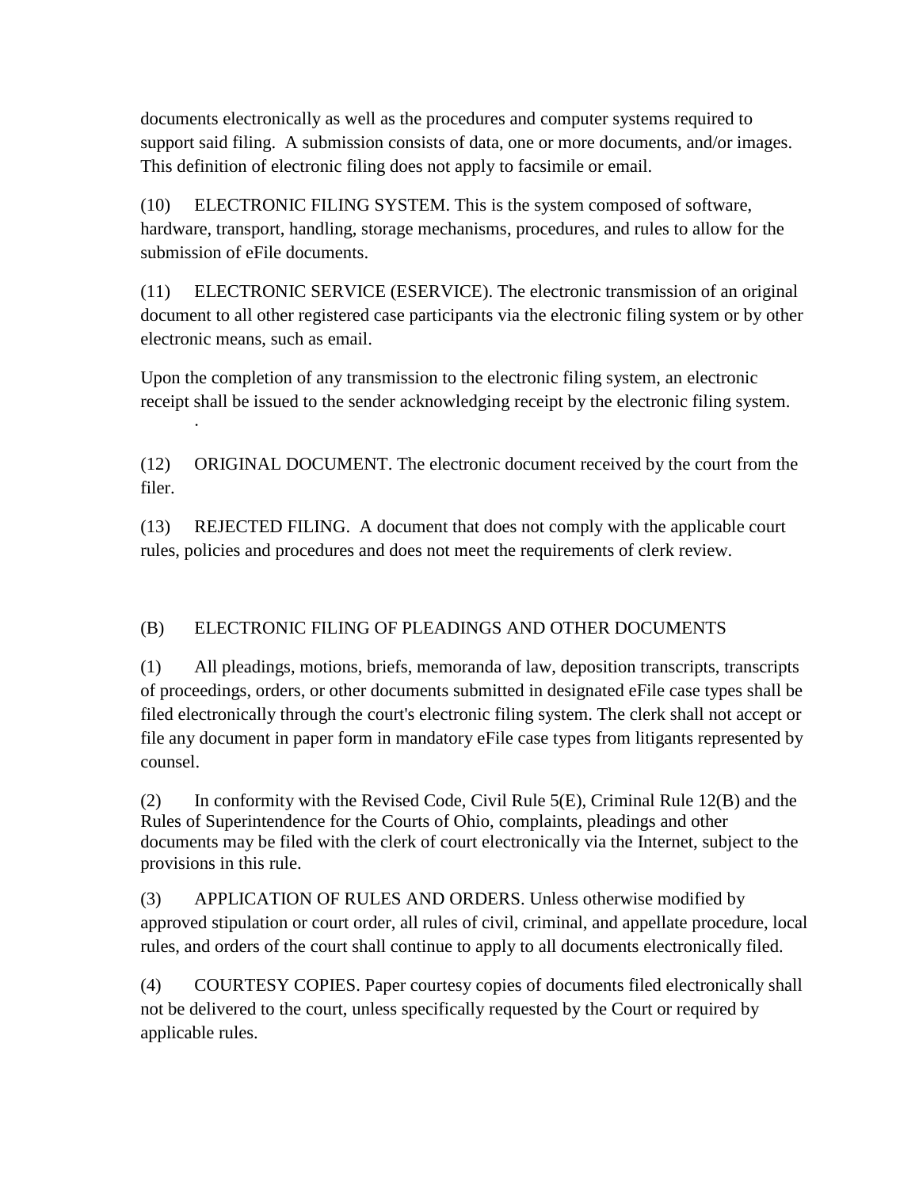documents electronically as well as the procedures and computer systems required to support said filing. A submission consists of data, one or more documents, and/or images. This definition of electronic filing does not apply to facsimile or email.

(10) ELECTRONIC FILING SYSTEM. This is the system composed of software, hardware, transport, handling, storage mechanisms, procedures, and rules to allow for the submission of eFile documents.

(11) ELECTRONIC SERVICE (ESERVICE). The electronic transmission of an original document to all other registered case participants via the electronic filing system or by other electronic means, such as email.

Upon the completion of any transmission to the electronic filing system, an electronic receipt shall be issued to the sender acknowledging receipt by the electronic filing system.

.

(12) ORIGINAL DOCUMENT. The electronic document received by the court from the filer.

(13) REJECTED FILING. A document that does not comply with the applicable court rules, policies and procedures and does not meet the requirements of clerk review.

(B) ELECTRONIC FILING OF PLEADINGS AND OTHER DOCUMENTS

(1) All pleadings, motions, briefs, memoranda of law, deposition transcripts, transcripts of proceedings, orders, or other documents submitted in designated eFile case types shall be filed electronically through the court's electronic filing system. The clerk shall not accept or file any document in paper form in mandatory eFile case types from litigants represented by counsel.

(2) In conformity with the Revised Code, Civil Rule 5(E), Criminal Rule 12(B) and the Rules of Superintendence for the Courts of Ohio, complaints, pleadings and other documents may be filed with the clerk of court electronically via the Internet, subject to the provisions in this rule.

(3) APPLICATION OF RULES AND ORDERS. Unless otherwise modified by approved stipulation or court order, all rules of civil, criminal, and appellate procedure, local rules, and orders of the court shall continue to apply to all documents electronically filed.

(4) COURTESY COPIES. Paper courtesy copies of documents filed electronically shall not be delivered to the court, unless specifically requested by the Court or required by applicable rules.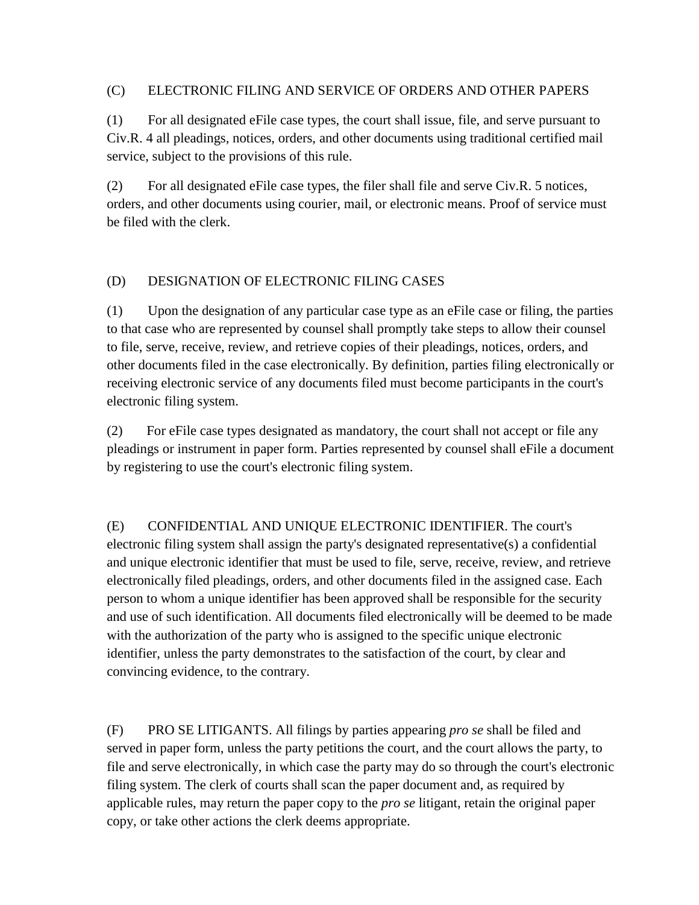(C) ELECTRONIC FILING AND SERVICE OF ORDERS AND OTHER PAPERS

(1) For all designated eFile case types, the court shall issue, file, and serve pursuant to Civ.R. 4 all pleadings, notices, orders, and other documents using traditional certified mail service, subject to the provisions of this rule.

(2) For all designated eFile case types, the filer shall file and serve Civ.R. 5 notices, orders, and other documents using courier, mail, or electronic means. Proof of service must be filed with the clerk.

(D) DESIGNATION OF ELECTRONIC FILING CASES

(1) Upon the designation of any particular case type as an eFile case or filing, the parties to that case who are represented by counsel shall promptly take steps to allow their counsel to file, serve, receive, review, and retrieve copies of their pleadings, notices, orders, and other documents filed in the case electronically. By definition, parties filing electronically or receiving electronic service of any documents filed must become participants in the court's electronic filing system.

(2) For eFile case types designated as mandatory, the court shall not accept or file any pleadings or instrument in paper form. Parties represented by counsel shall eFile a document by registering to use the court's electronic filing system.

(E) CONFIDENTIAL AND UNIQUE ELECTRONIC IDENTIFIER. The court's electronic filing system shall assign the party's designated representative(s) a confidential and unique electronic identifier that must be used to file, serve, receive, review, and retrieve electronically filed pleadings, orders, and other documents filed in the assigned case. Each person to whom a unique identifier has been approved shall be responsible for the security and use of such identification. All documents filed electronically will be deemed to be made with the authorization of the party who is assigned to the specific unique electronic identifier, unless the party demonstrates to the satisfaction of the court, by clear and convincing evidence, to the contrary.

(F) PRO SE LITIGANTS. All filings by parties appearing *pro se* shall be filed and served in paper form, unless the party petitions the court, and the court allows the party, to file and serve electronically, in which case the party may do so through the court's electronic filing system. The clerk of courts shall scan the paper document and, as required by applicable rules, may return the paper copy to the *pro se* litigant, retain the original paper copy, or take other actions the clerk deems appropriate.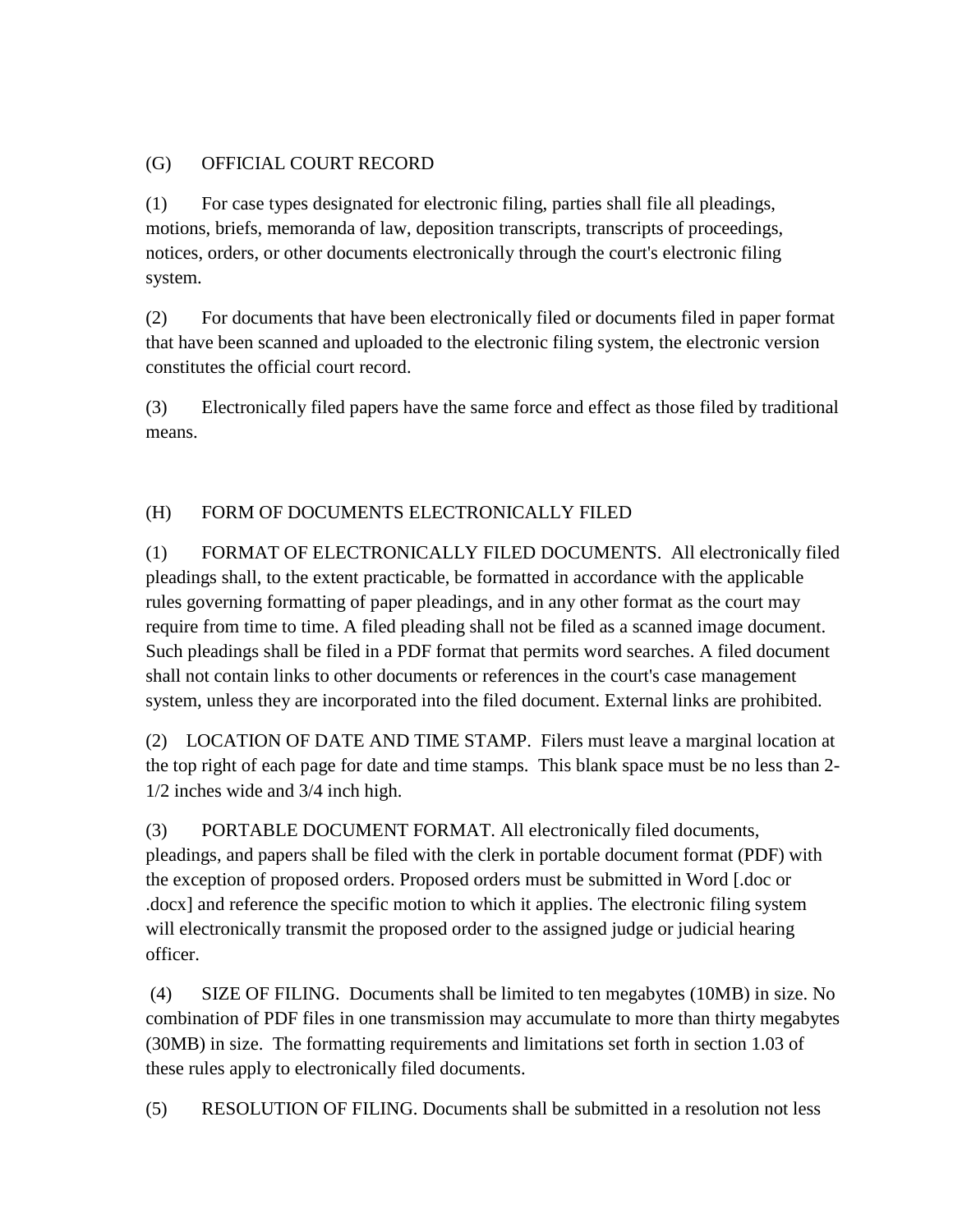(G) OFFICIAL COURT RECORD

(1) For case types designated for electronic filing, parties shall file all pleadings, motions, briefs, memoranda of law, deposition transcripts, transcripts of proceedings, notices, orders, or other documents electronically through the court's electronic filing system.

(2) For documents that have been electronically filed or documents filed in paper format that have been scanned and uploaded to the electronic filing system, the electronic version constitutes the official court record.

(3) Electronically filed papers have the same force and effect as those filed by traditional means.

(H) FORM OF DOCUMENTS ELECTRONICALLY FILED

(1) FORMAT OF ELECTRONICALLY FILED DOCUMENTS. All electronically filed pleadings shall, to the extent practicable, be formatted in accordance with the applicable rules governing formatting of paper pleadings, and in any other format as the court may require from time to time. A filed pleading shall not be filed as a scanned image document. Such pleadings shall be filed in a PDF format that permits word searches. A filed document shall not contain links to other documents or references in the court's case management system, unless they are incorporated into the filed document. External links are prohibited.

(2) LOCATION OF DATE AND TIME STAMP. Filers must leave a marginal location at the top right of each page for date and time stamps. This blank space must be no less than 2-1/2 inches wide and 3/4 inch high.

(3) PORTABLE DOCUMENT FORMAT. All electronically filed documents, pleadings, and papers shall be filed with the clerk in portable document format (PDF) with the exception of proposed orders. Proposed orders must be submitted in Word [.doc or .docx] and reference the specific motion to which it applies. The electronic filing system will electronically transmit the proposed order to the assigned judge or judicial hearing officer.

(4) SIZE OF FILING. Documents shall be limited to ten megabytes (10MB) in size. No combination of PDF files in one transmission may accumulate to more than thirty megabytes (30MB) in size. The formatting requirements and limitations set forth in section 1.03 of these rules apply to electronically filed documents.

(5) RESOLUTION OF FILING. Documents shall be submitted in a resolution not less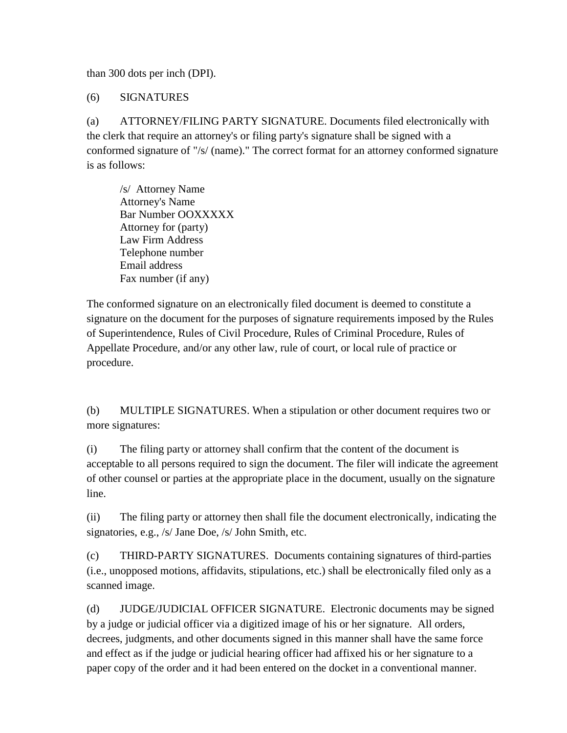than 300 dots per inch (DPI).

(6) SIGNATURES

(a) ATTORNEY/FILING PARTY SIGNATURE. Documents filed electronically with the clerk that require an attorney's or filing party's signature shall be signed with a conformed signature of "/s/ (name)." The correct format for an attorney conformed signature is as follows:

> /s/ Attorney Name
> Attorney's Name
> Bar Number OOXXXXX
> Attorney for (party)
> Law Firm Address
> Telephone number
> Email address
> Fax number (if any)

The conformed signature on an electronically filed document is deemed to constitute a signature on the document for the purposes of signature requirements imposed by the Rules of Superintendence, Rules of Civil Procedure, Rules of Criminal Procedure, Rules of Appellate Procedure, and/or any other law, rule of court, or local rule of practice or procedure.

(b) MULTIPLE SIGNATURES. When a stipulation or other document requires two or more signatures:

(i) The filing party or attorney shall confirm that the content of the document is acceptable to all persons required to sign the document. The filer will indicate the agreement of other counsel or parties at the appropriate place in the document, usually on the signature line.

(ii) The filing party or attorney then shall file the document electronically, indicating the signatories, e.g., /s/ Jane Doe, /s/ John Smith, etc.

(c) THIRD-PARTY SIGNATURES. Documents containing signatures of third-parties (i.e., unopposed motions, affidavits, stipulations, etc.) shall be electronically filed only as a scanned image.

(d) JUDGE/JUDICIAL OFFICER SIGNATURE. Electronic documents may be signed by a judge or judicial officer via a digitized image of his or her signature. All orders, decrees, judgments, and other documents signed in this manner shall have the same force and effect as if the judge or judicial hearing officer had affixed his or her signature to a paper copy of the order and it had been entered on the docket in a conventional manner.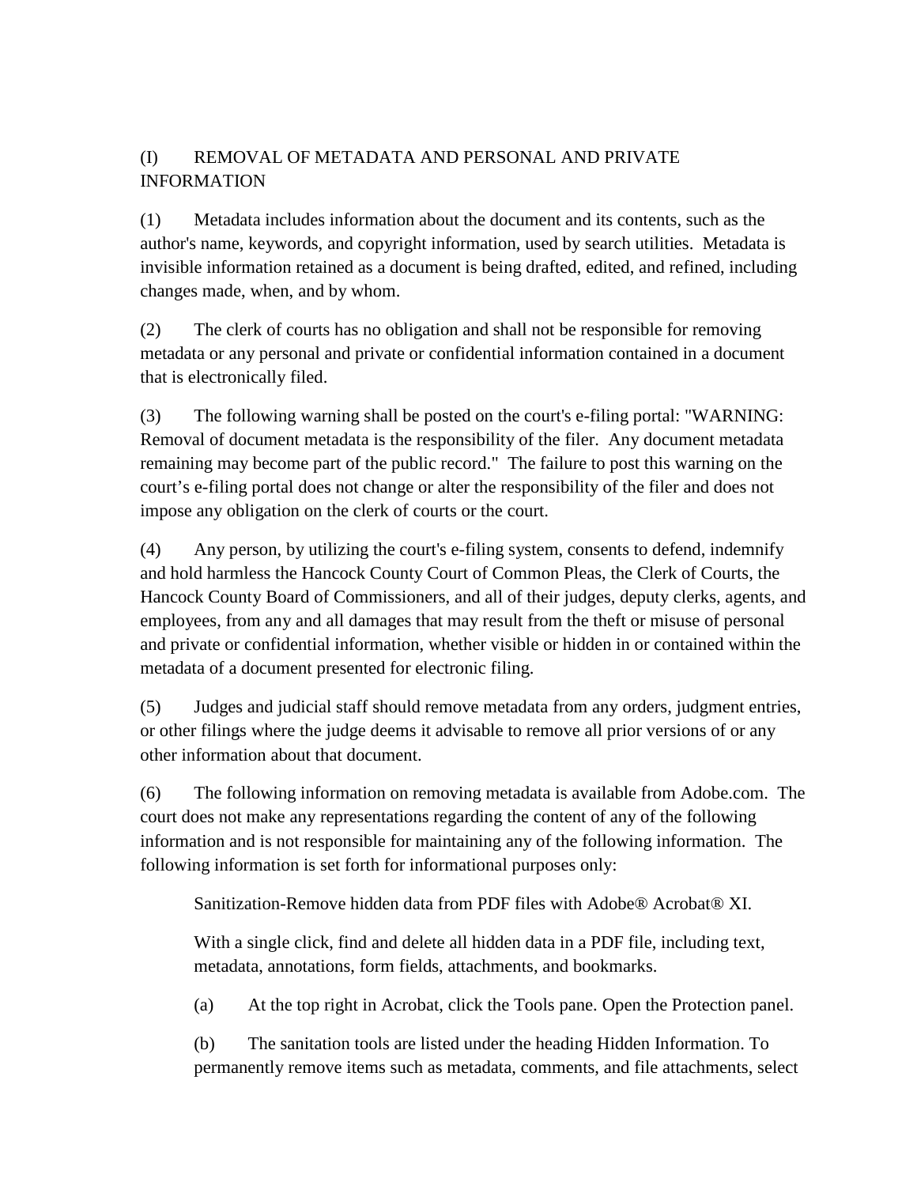## (I) REMOVAL OF METADATA AND PERSONAL AND PRIVATE INFORMATION

(1) Metadata includes information about the document and its contents, such as the author's name, keywords, and copyright information, used by search utilities. Metadata is invisible information retained as a document is being drafted, edited, and refined, including changes made, when, and by whom.

(2) The clerk of courts has no obligation and shall not be responsible for removing metadata or any personal and private or confidential information contained in a document that is electronically filed.

(3) The following warning shall be posted on the court's e-filing portal: "WARNING: Removal of document metadata is the responsibility of the filer. Any document metadata remaining may become part of the public record." The failure to post this warning on the court’s e-filing portal does not change or alter the responsibility of the filer and does not impose any obligation on the clerk of courts or the court.

(4) Any person, by utilizing the court's e-filing system, consents to defend, indemnify and hold harmless the Hancock County Court of Common Pleas, the Clerk of Courts, the Hancock County Board of Commissioners, and all of their judges, deputy clerks, agents, and employees, from any and all damages that may result from the theft or misuse of personal and private or confidential information, whether visible or hidden in or contained within the metadata of a document presented for electronic filing.

(5) Judges and judicial staff should remove metadata from any orders, judgment entries, or other filings where the judge deems it advisable to remove all prior versions of or any other information about that document.

(6) The following information on removing metadata is available from Adobe.com. The court does not make any representations regarding the content of any of the following information and is not responsible for maintaining any of the following information. The following information is set forth for informational purposes only:

> Sanitization-Remove hidden data from PDF files with Adobe® Acrobat® XI.
>
> With a single click, find and delete all hidden data in a PDF file, including text, metadata, annotations, form fields, attachments, and bookmarks.
>
> (a) At the top right in Acrobat, click the Tools pane. Open the Protection panel.
>
> (b) The sanitation tools are listed under the heading Hidden Information. To permanently remove items such as metadata, comments, and file attachments, select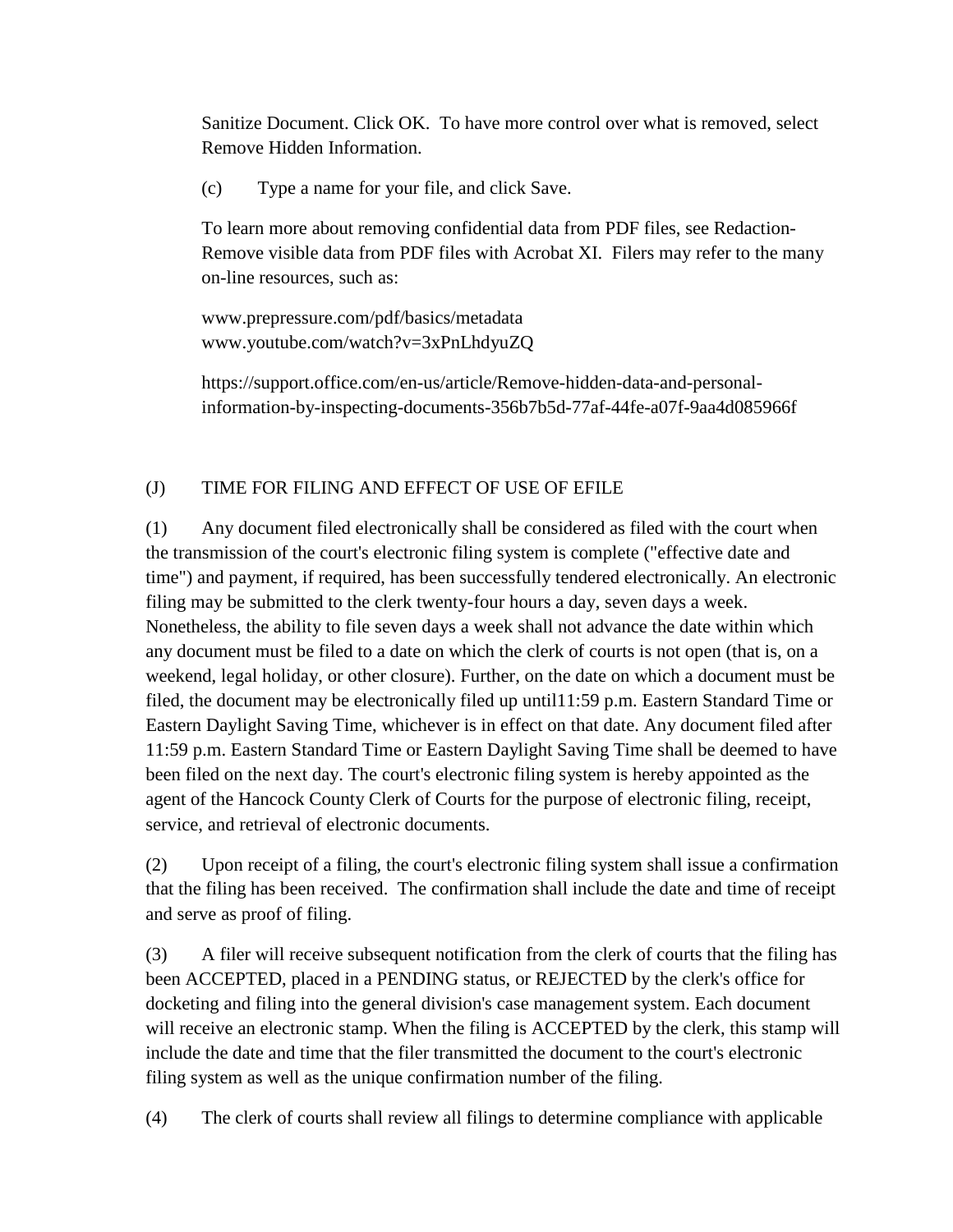Sanitize Document. Click OK. To have more control over what is removed, select Remove Hidden Information.

(c) Type a name for your file, and click Save.

To learn more about removing confidential data from PDF files, see Redaction-Remove visible data from PDF files with Acrobat XI. Filers may refer to the many on-line resources, such as:

www.prepressure.com/pdf/basics/metadata
www.youtube.com/watch?v=3xPnLhdyuZQ

https://support.office.com/en-us/article/Remove-hidden-data-and-personal-information-by-inspecting-documents-356b7b5d-77af-44fe-a07f-9aa4d085966f

## (J) TIME FOR FILING AND EFFECT OF USE OF EFILE

(1) Any document filed electronically shall be considered as filed with the court when the transmission of the court's electronic filing system is complete ("effective date and time") and payment, if required, has been successfully tendered electronically. An electronic filing may be submitted to the clerk twenty-four hours a day, seven days a week. Nonetheless, the ability to file seven days a week shall not advance the date within which any document must be filed to a date on which the clerk of courts is not open (that is, on a weekend, legal holiday, or other closure). Further, on the date on which a document must be filed, the document may be electronically filed up until11:59 p.m. Eastern Standard Time or Eastern Daylight Saving Time, whichever is in effect on that date. Any document filed after 11:59 p.m. Eastern Standard Time or Eastern Daylight Saving Time shall be deemed to have been filed on the next day. The court's electronic filing system is hereby appointed as the agent of the Hancock County Clerk of Courts for the purpose of electronic filing, receipt, service, and retrieval of electronic documents.

(2) Upon receipt of a filing, the court's electronic filing system shall issue a confirmation that the filing has been received. The confirmation shall include the date and time of receipt and serve as proof of filing.

(3) A filer will receive subsequent notification from the clerk of courts that the filing has been ACCEPTED, placed in a PENDING status, or REJECTED by the clerk's office for docketing and filing into the general division's case management system. Each document will receive an electronic stamp. When the filing is ACCEPTED by the clerk, this stamp will include the date and time that the filer transmitted the document to the court's electronic filing system as well as the unique confirmation number of the filing.

(4) The clerk of courts shall review all filings to determine compliance with applicable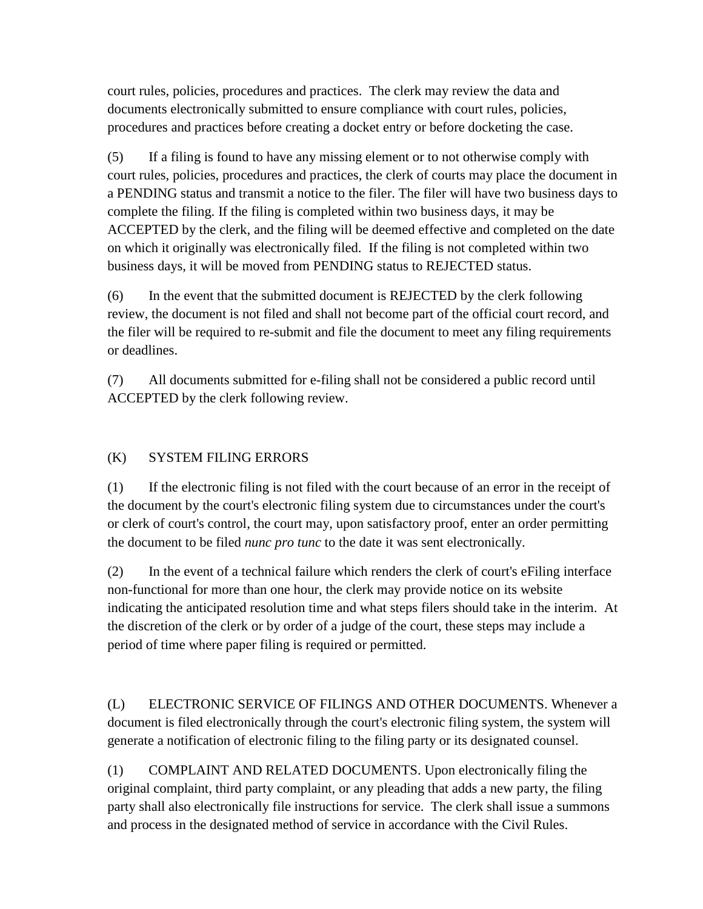court rules, policies, procedures and practices. The clerk may review the data and documents electronically submitted to ensure compliance with court rules, policies, procedures and practices before creating a docket entry or before docketing the case.

(5) If a filing is found to have any missing element or to not otherwise comply with court rules, policies, procedures and practices, the clerk of courts may place the document in a PENDING status and transmit a notice to the filer. The filer will have two business days to complete the filing. If the filing is completed within two business days, it may be ACCEPTED by the clerk, and the filing will be deemed effective and completed on the date on which it originally was electronically filed. If the filing is not completed within two business days, it will be moved from PENDING status to REJECTED status.

(6) In the event that the submitted document is REJECTED by the clerk following review, the document is not filed and shall not become part of the official court record, and the filer will be required to re-submit and file the document to meet any filing requirements or deadlines.

(7) All documents submitted for e-filing shall not be considered a public record until ACCEPTED by the clerk following review.

(K) SYSTEM FILING ERRORS

(1) If the electronic filing is not filed with the court because of an error in the receipt of the document by the court's electronic filing system due to circumstances under the court's or clerk of court's control, the court may, upon satisfactory proof, enter an order permitting the document to be filed *nunc pro tunc* to the date it was sent electronically.

(2) In the event of a technical failure which renders the clerk of court's eFiling interface non-functional for more than one hour, the clerk may provide notice on its website indicating the anticipated resolution time and what steps filers should take in the interim. At the discretion of the clerk or by order of a judge of the court, these steps may include a period of time where paper filing is required or permitted.

(L) ELECTRONIC SERVICE OF FILINGS AND OTHER DOCUMENTS. Whenever a document is filed electronically through the court's electronic filing system, the system will generate a notification of electronic filing to the filing party or its designated counsel.

(1) COMPLAINT AND RELATED DOCUMENTS. Upon electronically filing the original complaint, third party complaint, or any pleading that adds a new party, the filing party shall also electronically file instructions for service. The clerk shall issue a summons and process in the designated method of service in accordance with the Civil Rules.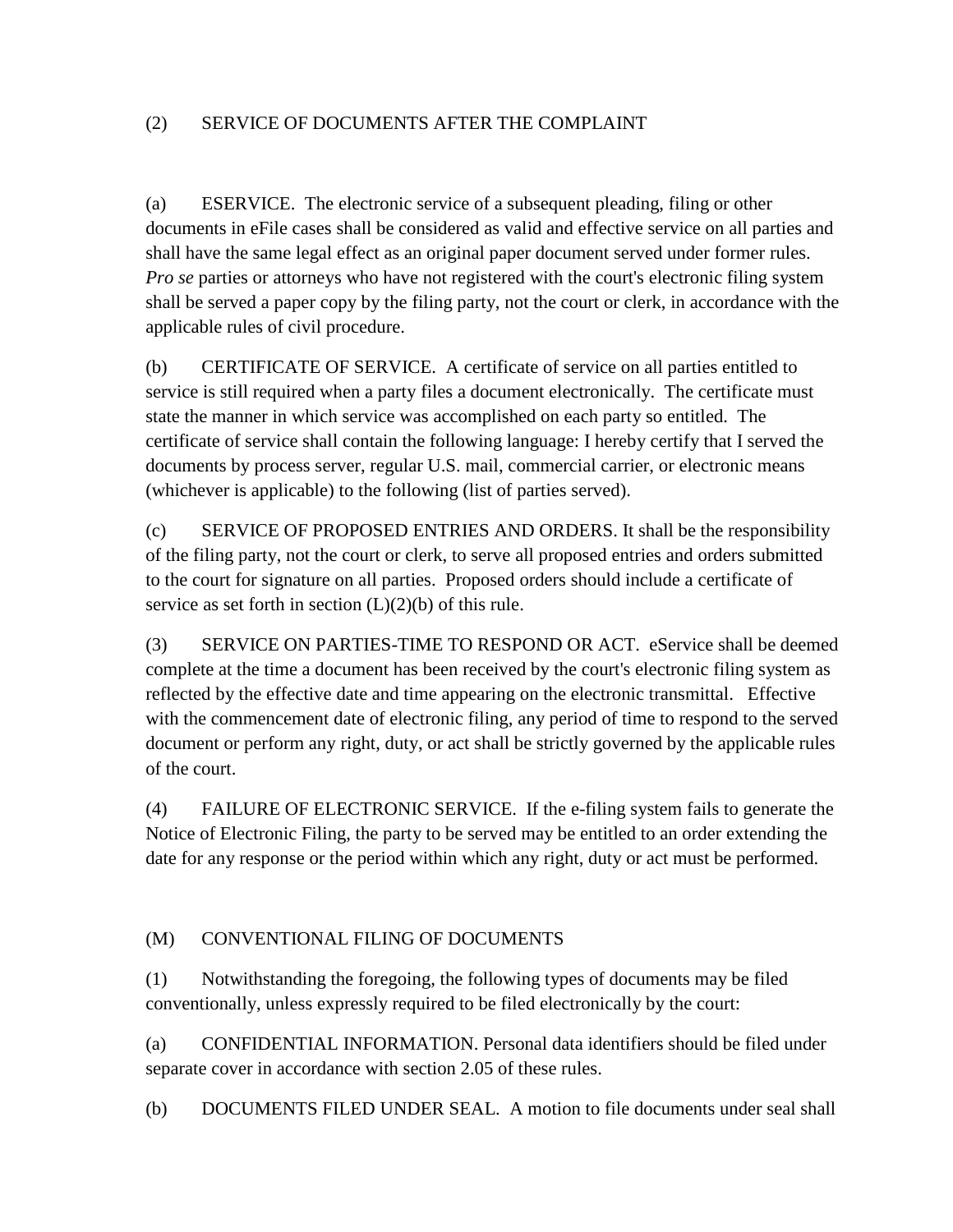(2) SERVICE OF DOCUMENTS AFTER THE COMPLAINT

(a) ESERVICE. The electronic service of a subsequent pleading, filing or other documents in eFile cases shall be considered as valid and effective service on all parties and shall have the same legal effect as an original paper document served under former rules. *Pro se* parties or attorneys who have not registered with the court's electronic filing system shall be served a paper copy by the filing party, not the court or clerk, in accordance with the applicable rules of civil procedure.

(b) CERTIFICATE OF SERVICE. A certificate of service on all parties entitled to service is still required when a party files a document electronically. The certificate must state the manner in which service was accomplished on each party so entitled. The certificate of service shall contain the following language: I hereby certify that I served the documents by process server, regular U.S. mail, commercial carrier, or electronic means (whichever is applicable) to the following (list of parties served).

(c) SERVICE OF PROPOSED ENTRIES AND ORDERS. It shall be the responsibility of the filing party, not the court or clerk, to serve all proposed entries and orders submitted to the court for signature on all parties. Proposed orders should include a certificate of service as set forth in section (L)(2)(b) of this rule.

(3) SERVICE ON PARTIES-TIME TO RESPOND OR ACT. eService shall be deemed complete at the time a document has been received by the court's electronic filing system as reflected by the effective date and time appearing on the electronic transmittal. Effective with the commencement date of electronic filing, any period of time to respond to the served document or perform any right, duty, or act shall be strictly governed by the applicable rules of the court.

(4) FAILURE OF ELECTRONIC SERVICE. If the e-filing system fails to generate the Notice of Electronic Filing, the party to be served may be entitled to an order extending the date for any response or the period within which any right, duty or act must be performed.

(M) CONVENTIONAL FILING OF DOCUMENTS

(1) Notwithstanding the foregoing, the following types of documents may be filed conventionally, unless expressly required to be filed electronically by the court:

(a) CONFIDENTIAL INFORMATION. Personal data identifiers should be filed under separate cover in accordance with section 2.05 of these rules.

(b) DOCUMENTS FILED UNDER SEAL. A motion to file documents under seal shall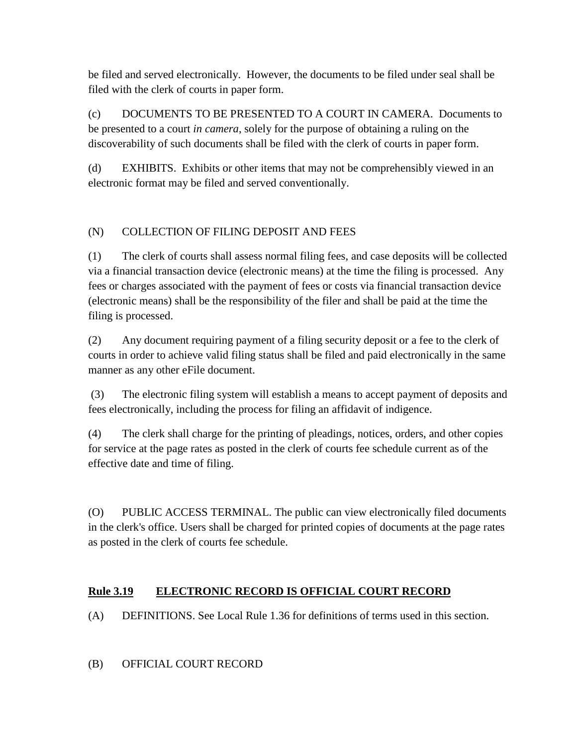be filed and served electronically. However, the documents to be filed under seal shall be filed with the clerk of courts in paper form.

(c) DOCUMENTS TO BE PRESENTED TO A COURT IN CAMERA. Documents to be presented to a court *in camera*, solely for the purpose of obtaining a ruling on the discoverability of such documents shall be filed with the clerk of courts in paper form.

(d) EXHIBITS. Exhibits or other items that may not be comprehensibly viewed in an electronic format may be filed and served conventionally.

(N) COLLECTION OF FILING DEPOSIT AND FEES

(1) The clerk of courts shall assess normal filing fees, and case deposits will be collected via a financial transaction device (electronic means) at the time the filing is processed. Any fees or charges associated with the payment of fees or costs via financial transaction device (electronic means) shall be the responsibility of the filer and shall be paid at the time the filing is processed.

(2) Any document requiring payment of a filing security deposit or a fee to the clerk of courts in order to achieve valid filing status shall be filed and paid electronically in the same manner as any other eFile document.

(3) The electronic filing system will establish a means to accept payment of deposits and fees electronically, including the process for filing an affidavit of indigence.

(4) The clerk shall charge for the printing of pleadings, notices, orders, and other copies for service at the page rates as posted in the clerk of courts fee schedule current as of the effective date and time of filing.

(O) PUBLIC ACCESS TERMINAL. The public can view electronically filed documents in the clerk's office. Users shall be charged for printed copies of documents at the page rates as posted in the clerk of courts fee schedule.

## **Rule 3.19 ELECTRONIC RECORD IS OFFICIAL COURT RECORD**

(A) DEFINITIONS. See Local Rule 1.36 for definitions of terms used in this section.

(B) OFFICIAL COURT RECORD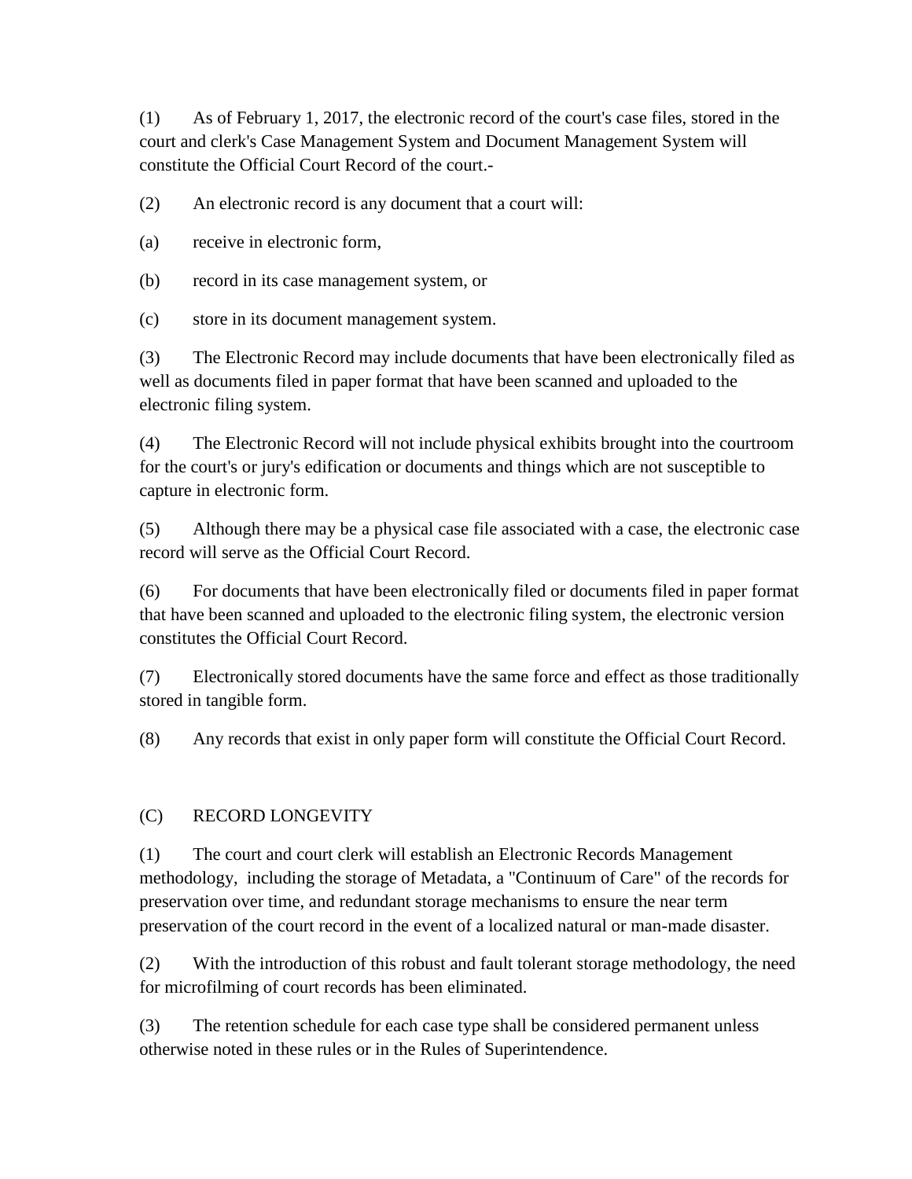(1) As of February 1, 2017, the electronic record of the court's case files, stored in the court and clerk's Case Management System and Document Management System will constitute the Official Court Record of the court.-

(2) An electronic record is any document that a court will:

(a) receive in electronic form,

(b) record in its case management system, or

(c) store in its document management system.

(3) The Electronic Record may include documents that have been electronically filed as well as documents filed in paper format that have been scanned and uploaded to the electronic filing system.

(4) The Electronic Record will not include physical exhibits brought into the courtroom for the court's or jury's edification or documents and things which are not susceptible to capture in electronic form.

(5) Although there may be a physical case file associated with a case, the electronic case record will serve as the Official Court Record.

(6) For documents that have been electronically filed or documents filed in paper format that have been scanned and uploaded to the electronic filing system, the electronic version constitutes the Official Court Record.

(7) Electronically stored documents have the same force and effect as those traditionally stored in tangible form.

(8) Any records that exist in only paper form will constitute the Official Court Record.

(C) RECORD LONGEVITY

(1) The court and court clerk will establish an Electronic Records Management methodology, including the storage of Metadata, a "Continuum of Care" of the records for preservation over time, and redundant storage mechanisms to ensure the near term preservation of the court record in the event of a localized natural or man-made disaster.

(2) With the introduction of this robust and fault tolerant storage methodology, the need for microfilming of court records has been eliminated.

(3) The retention schedule for each case type shall be considered permanent unless otherwise noted in these rules or in the Rules of Superintendence.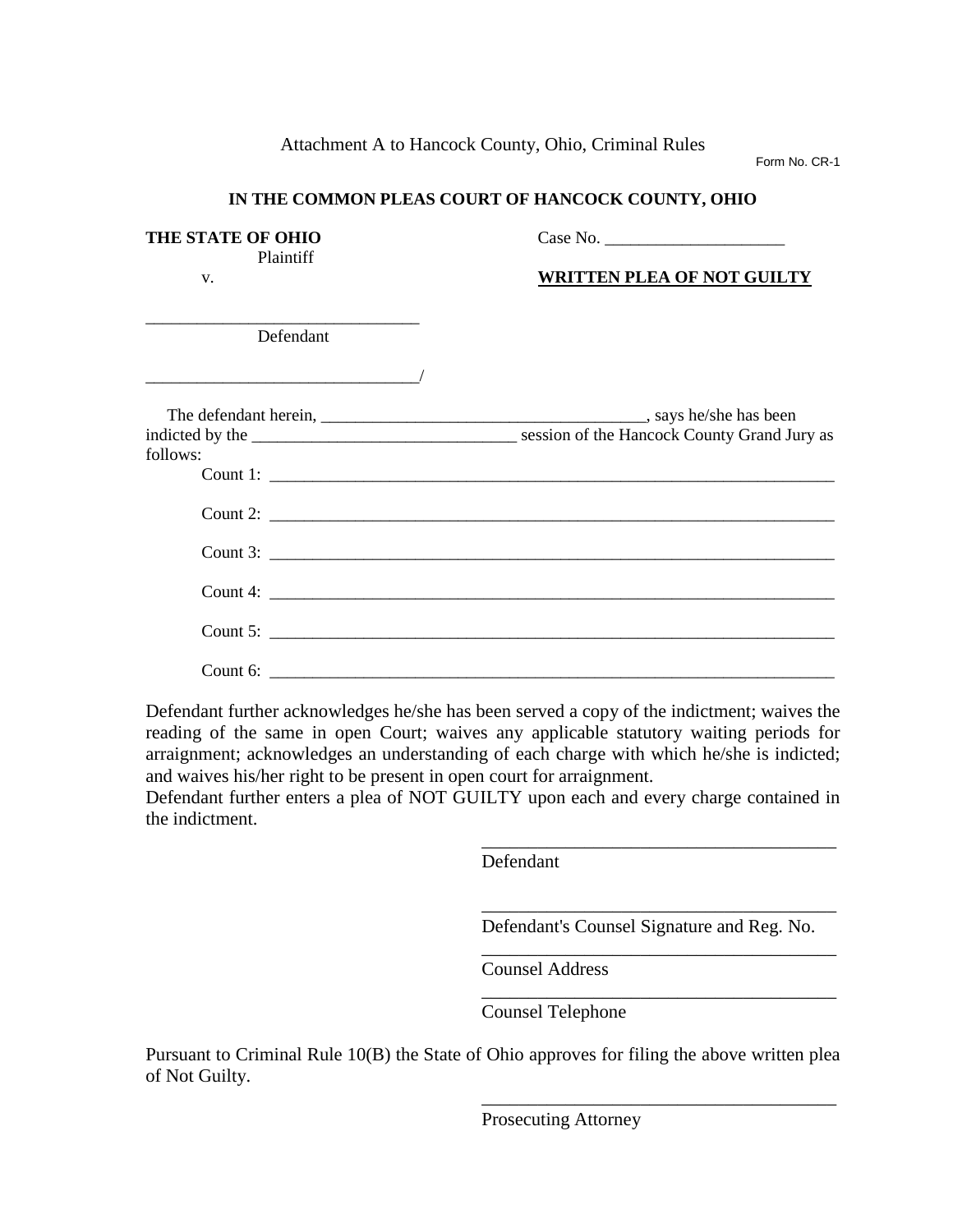Attachment A to Hancock County, Ohio, Criminal Rules

Form No. CR-1

**IN THE COMMON PLEAS COURT OF HANCOCK COUNTY, OHIO**

**THE STATE OF OHIO**
Plaintiff

v.

Case No. _____________________

**WRITTEN PLEA OF NOT GUILTY**

________________________________
Defendant

________________________________/

The defendant herein, ______________________________________, says he/she has been indicted by the _______________________________ session of the Hancock County Grand Jury as follows:

Count 1: ______________________________________________________________________

Count 2: ______________________________________________________________________

Count 3: ______________________________________________________________________

Count 4: ______________________________________________________________________

Count 5: ______________________________________________________________________

Count 6: ______________________________________________________________________

Defendant further acknowledges he/she has been served a copy of the indictment; waives the reading of the same in open Court; waives any applicable statutory waiting periods for arraignment; acknowledges an understanding of each charge with which he/she is indicted; and waives his/her right to be present in open court for arraignment.

Defendant further enters a plea of NOT GUILTY upon each and every charge contained in the indictment.

________________________________________
Defendant

________________________________________
Defendant's Counsel Signature and Reg. No.

________________________________________
Counsel Address

________________________________________
Counsel Telephone

Pursuant to Criminal Rule 10(B) the State of Ohio approves for filing the above written plea of Not Guilty.

________________________________________
Prosecuting Attorney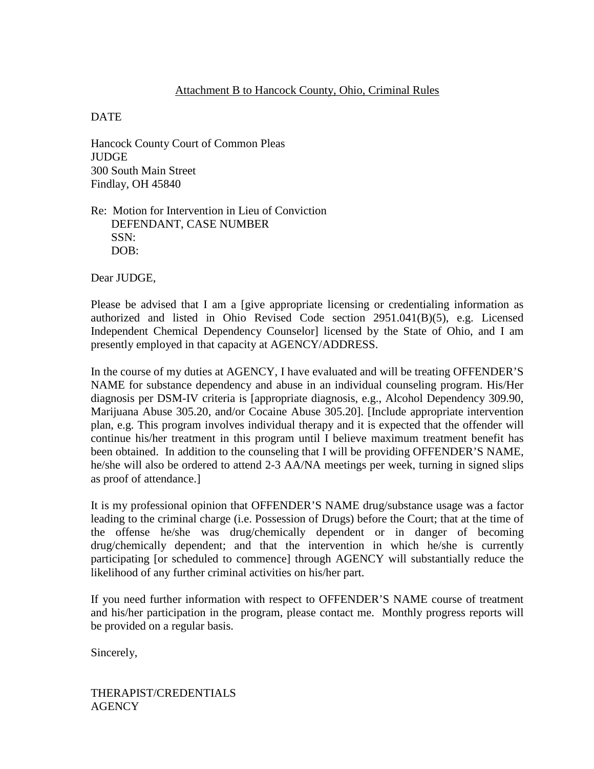Attachment B to Hancock County, Ohio, Criminal Rules

DATE

Hancock County Court of Common Pleas
JUDGE
300 South Main Street
Findlay, OH 45840

Re: Motion for Intervention in Lieu of Conviction
DEFENDANT, CASE NUMBER
SSN:
DOB:

Dear JUDGE,

Please be advised that I am a [give appropriate licensing or credentialing information as authorized and listed in Ohio Revised Code section 2951.041(B)(5), e.g. Licensed Independent Chemical Dependency Counselor] licensed by the State of Ohio, and I am presently employed in that capacity at AGENCY/ADDRESS.

In the course of my duties at AGENCY, I have evaluated and will be treating OFFENDER'S NAME for substance dependency and abuse in an individual counseling program. His/Her diagnosis per DSM-IV criteria is [appropriate diagnosis, e.g., Alcohol Dependency 309.90, Marijuana Abuse 305.20, and/or Cocaine Abuse 305.20]. [Include appropriate intervention plan, e.g. This program involves individual therapy and it is expected that the offender will continue his/her treatment in this program until I believe maximum treatment benefit has been obtained. In addition to the counseling that I will be providing OFFENDER'S NAME, he/she will also be ordered to attend 2-3 AA/NA meetings per week, turning in signed slips as proof of attendance.]

It is my professional opinion that OFFENDER'S NAME drug/substance usage was a factor leading to the criminal charge (i.e. Possession of Drugs) before the Court; that at the time of the offense he/she was drug/chemically dependent or in danger of becoming drug/chemically dependent; and that the intervention in which he/she is currently participating [or scheduled to commence] through AGENCY will substantially reduce the likelihood of any further criminal activities on his/her part.

If you need further information with respect to OFFENDER'S NAME course of treatment and his/her participation in the program, please contact me. Monthly progress reports will be provided on a regular basis.

Sincerely,

THERAPIST/CREDENTIALS
AGENCY